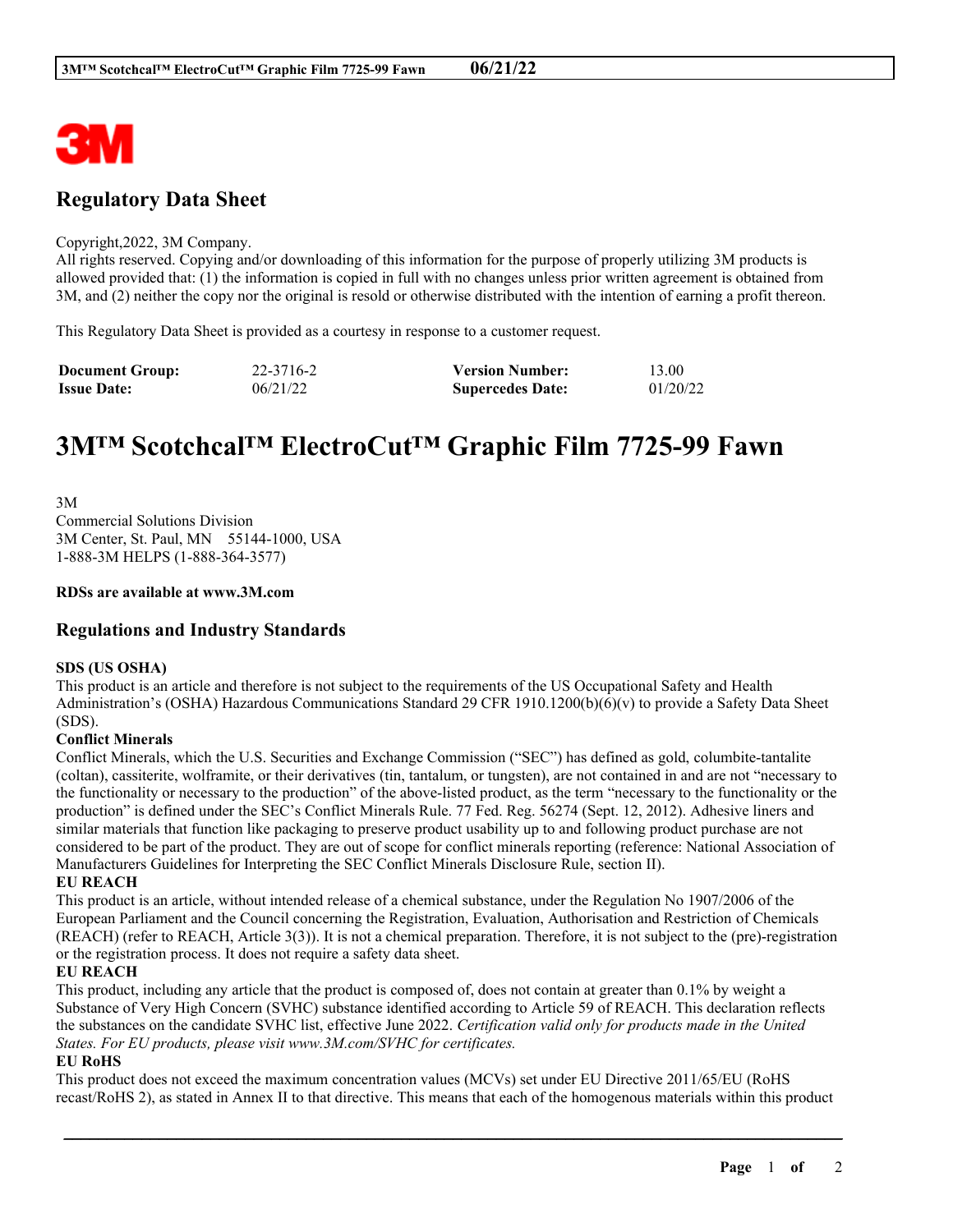## Regulatory Data Sheet

Copyright,2022, 3M Company.
All rights reserved. Copying and/or downloading of this information for the purpose of properly utilizing 3M products is allowed provided that: (1) the information is copied in full with no changes unless prior written agreement is obtained from 3M, and (2) neither the copy nor the original is resold or otherwise distributed with the intention of earning a profit thereon.

This Regulatory Data Sheet is provided as a courtesy in response to a customer request.

| **Document Group:** | 22-3716-2 | **Version Number:** | 13.00 |
|---|---|---|---|
| **Issue Date:** | 06/21/22 | **Supercedes Date:** | 01/20/22 |

# 3M™ Scotchcal™ ElectroCut™ Graphic Film 7725-99 Fawn

3M
Commercial Solutions Division
3M Center, St. Paul, MN 55144-1000, USA
1-888-3M HELPS (1-888-364-3577)

**RDSs are available at www.3M.com**

## Regulations and Industry Standards

**SDS (US OSHA)**
This product is an article and therefore is not subject to the requirements of the US Occupational Safety and Health Administration's (OSHA) Hazardous Communications Standard 29 CFR 1910.1200(b)(6)(v) to provide a Safety Data Sheet (SDS).

**Conflict Minerals**
Conflict Minerals, which the U.S. Securities and Exchange Commission ("SEC") has defined as gold, columbite-tantalite (coltan), cassiterite, wolframite, or their derivatives (tin, tantalum, or tungsten), are not contained in and are not "necessary to the functionality or necessary to the production" of the above-listed product, as the term "necessary to the functionality or the production" is defined under the SEC's Conflict Minerals Rule. 77 Fed. Reg. 56274 (Sept. 12, 2012). Adhesive liners and similar materials that function like packaging to preserve product usability up to and following product purchase are not considered to be part of the product. They are out of scope for conflict minerals reporting (reference: National Association of Manufacturers Guidelines for Interpreting the SEC Conflict Minerals Disclosure Rule, section II).

**EU REACH**
This product is an article, without intended release of a chemical substance, under the Regulation No 1907/2006 of the European Parliament and the Council concerning the Registration, Evaluation, Authorisation and Restriction of Chemicals (REACH) (refer to REACH, Article 3(3)). It is not a chemical preparation. Therefore, it is not subject to the (pre)-registration or the registration process. It does not require a safety data sheet.

**EU REACH**
This product, including any article that the product is composed of, does not contain at greater than 0.1% by weight a Substance of Very High Concern (SVHC) substance identified according to Article 59 of REACH. This declaration reflects the substances on the candidate SVHC list, effective June 2022. *Certification valid only for products made in the United States. For EU products, please visit www.3M.com/SVHC for certificates.*

**EU RoHS**
This product does not exceed the maximum concentration values (MCVs) set under EU Directive 2011/65/EU (RoHS recast/RoHS 2), as stated in Annex II to that directive. This means that each of the homogenous materials within this product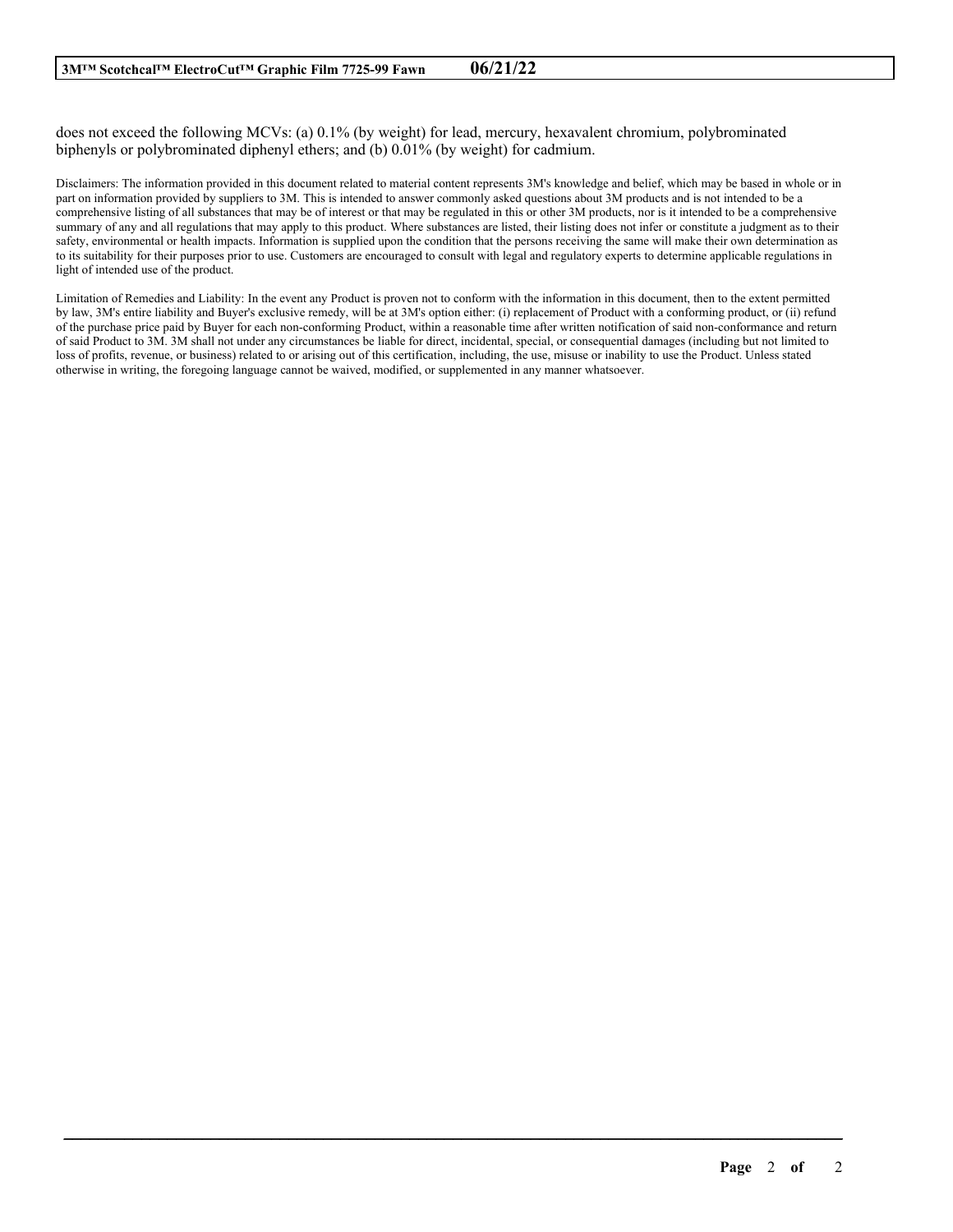does not exceed the following MCVs: (a) 0.1% (by weight) for lead, mercury, hexavalent chromium, polybrominated biphenyls or polybrominated diphenyl ethers; and (b) 0.01% (by weight) for cadmium.

Disclaimers: The information provided in this document related to material content represents 3M's knowledge and belief, which may be based in whole or in part on information provided by suppliers to 3M. This is intended to answer commonly asked questions about 3M products and is not intended to be a comprehensive listing of all substances that may be of interest or that may be regulated in this or other 3M products, nor is it intended to be a comprehensive summary of any and all regulations that may apply to this product. Where substances are listed, their listing does not infer or constitute a judgment as to their safety, environmental or health impacts. Information is supplied upon the condition that the persons receiving the same will make their own determination as to its suitability for their purposes prior to use. Customers are encouraged to consult with legal and regulatory experts to determine applicable regulations in light of intended use of the product.

Limitation of Remedies and Liability: In the event any Product is proven not to conform with the information in this document, then to the extent permitted by law, 3M's entire liability and Buyer's exclusive remedy, will be at 3M's option either: (i) replacement of Product with a conforming product, or (ii) refund of the purchase price paid by Buyer for each non-conforming Product, within a reasonable time after written notification of said non-conformance and return of said Product to 3M. 3M shall not under any circumstances be liable for direct, incidental, special, or consequential damages (including but not limited to loss of profits, revenue, or business) related to or arising out of this certification, including, the use, misuse or inability to use the Product. Unless stated otherwise in writing, the foregoing language cannot be waived, modified, or supplemented in any manner whatsoever.